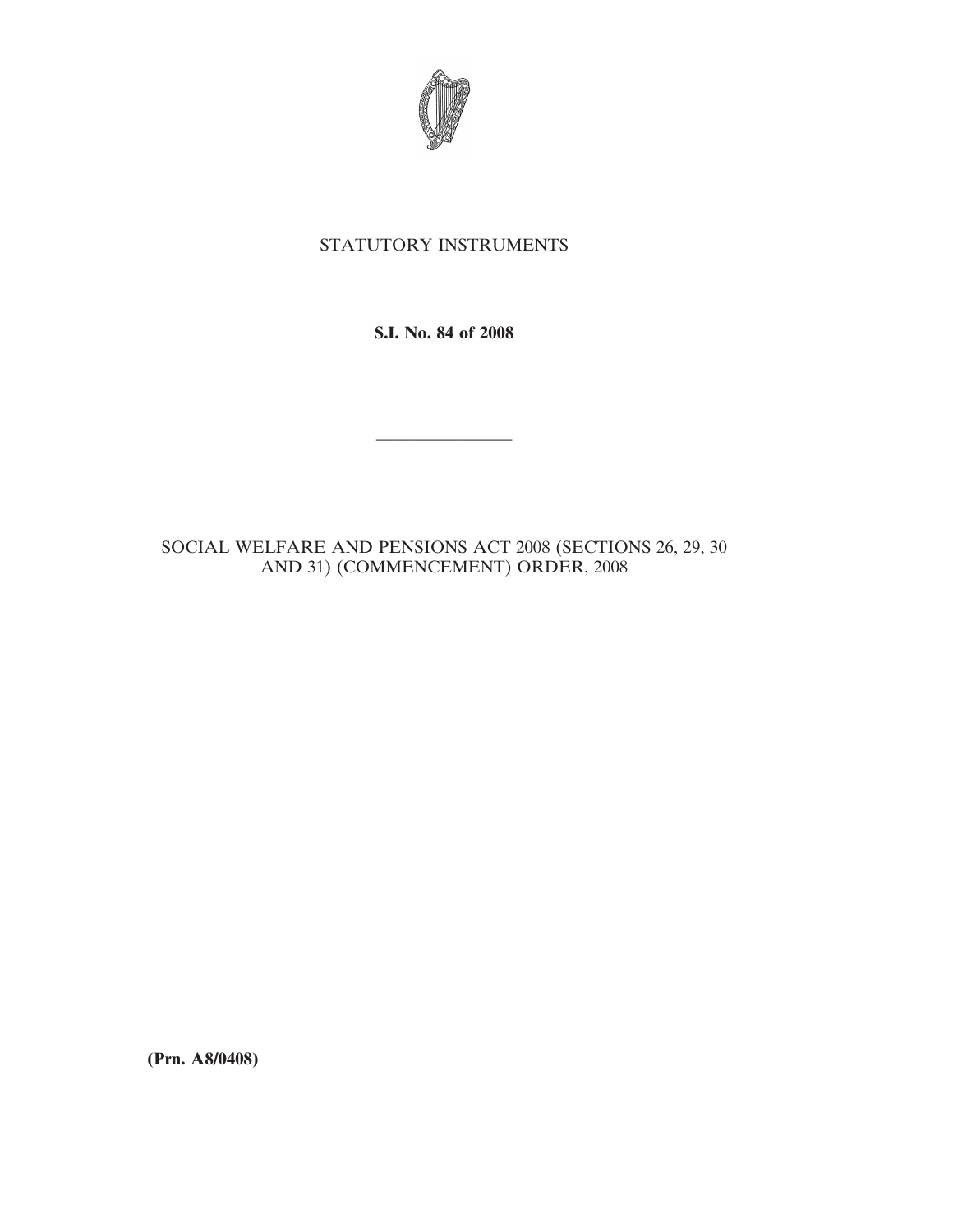STATUTORY INSTRUMENTS

**S.I. No. 84 of 2008**

---

SOCIAL WELFARE AND PENSIONS ACT 2008 (SECTIONS 26, 29, 30 AND 31) (COMMENCEMENT) ORDER, 2008

**(Prn. A8/0408)**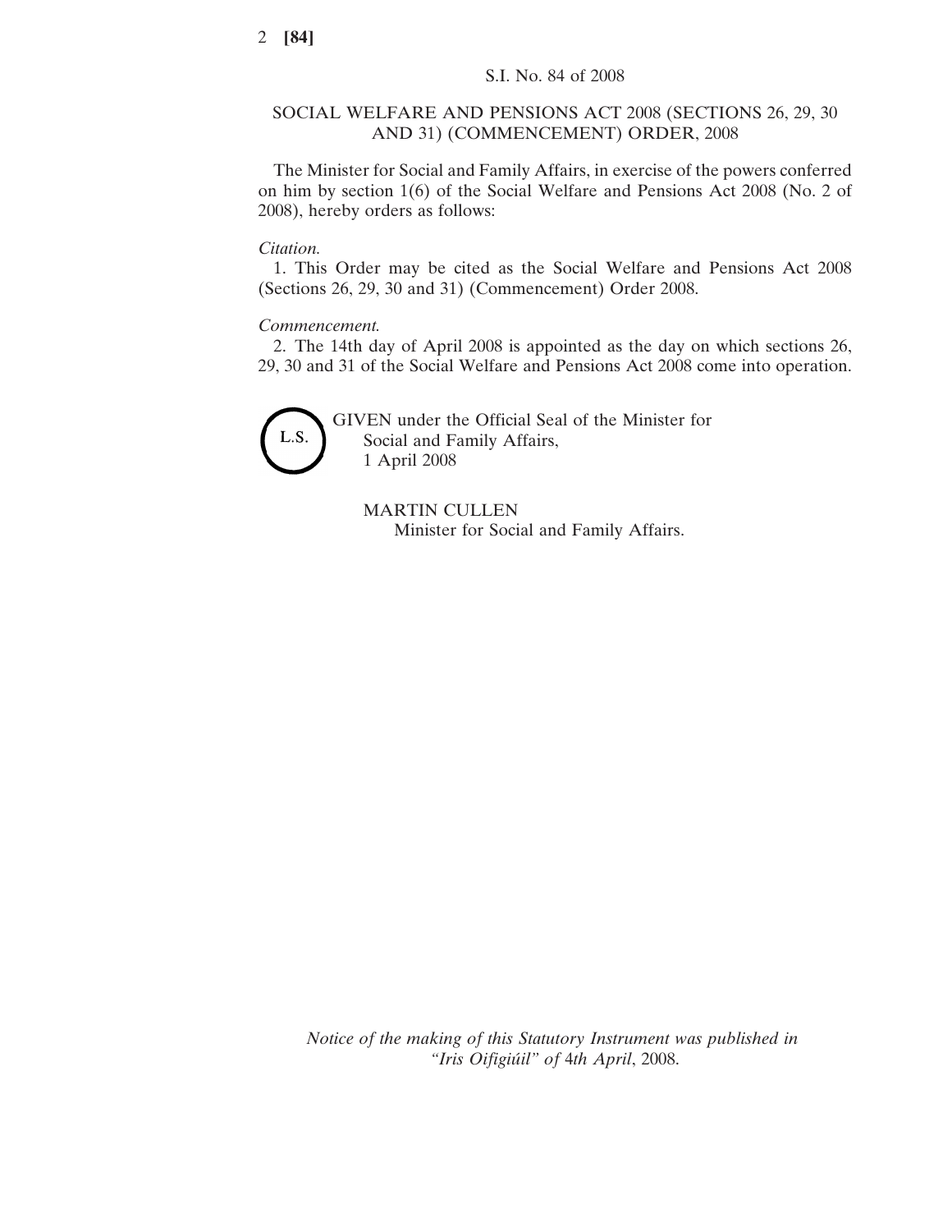S.I. No. 84 of 2008

## SOCIAL WELFARE AND PENSIONS ACT 2008 (SECTIONS 26, 29, 30 AND 31) (COMMENCEMENT) ORDER, 2008

The Minister for Social and Family Affairs, in exercise of the powers conferred on him by section 1(6) of the Social Welfare and Pensions Act 2008 (No. 2 of 2008), hereby orders as follows:

*Citation.*

1. This Order may be cited as the Social Welfare and Pensions Act 2008 (Sections 26, 29, 30 and 31) (Commencement) Order 2008.

*Commencement.*

2. The 14th day of April 2008 is appointed as the day on which sections 26, 29, 30 and 31 of the Social Welfare and Pensions Act 2008 come into operation.

L.S.

GIVEN under the Official Seal of the Minister for Social and Family Affairs,
1 April 2008

MARTIN CULLEN
Minister for Social and Family Affairs.

*Notice of the making of this Statutory Instrument was published in "Iris Oifigiúil" of 4th April, 2008.*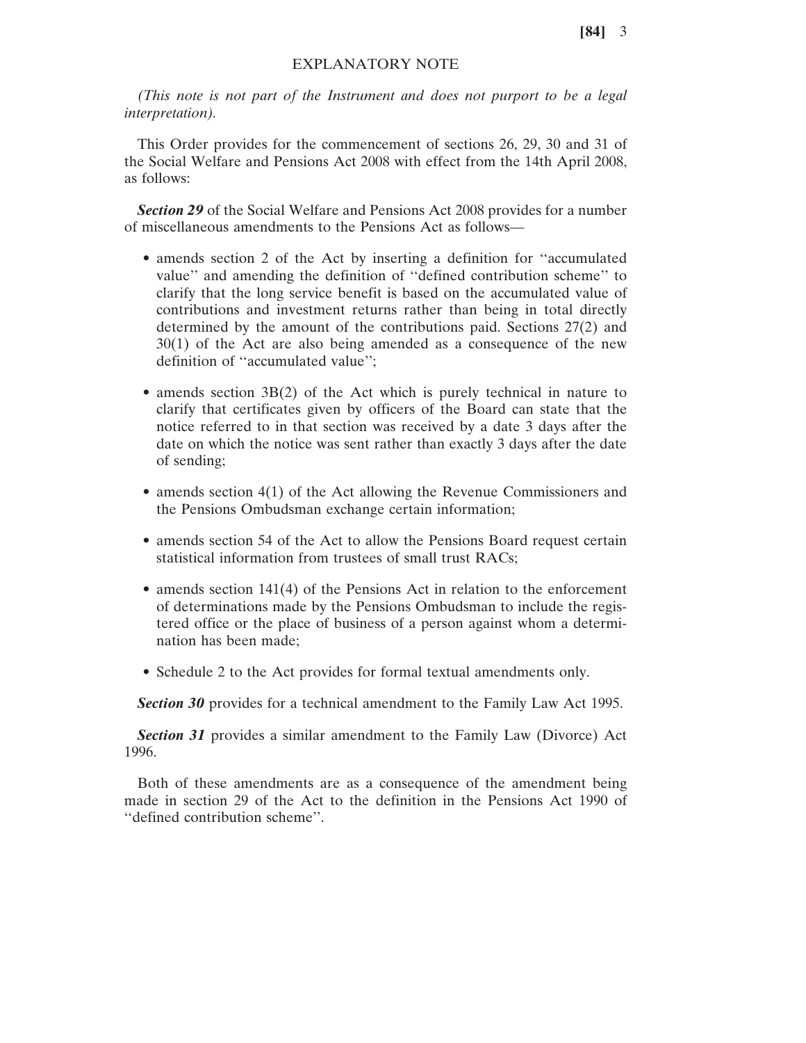## EXPLANATORY NOTE

*(This note is not part of the Instrument and does not purport to be a legal interpretation).*

This Order provides for the commencement of sections 26, 29, 30 and 31 of the Social Welfare and Pensions Act 2008 with effect from the 14th April 2008, as follows:

***Section 29*** of the Social Welfare and Pensions Act 2008 provides for a number of miscellaneous amendments to the Pensions Act as follows—

- amends section 2 of the Act by inserting a definition for ''accumulated value'' and amending the definition of ''defined contribution scheme'' to clarify that the long service benefit is based on the accumulated value of contributions and investment returns rather than being in total directly determined by the amount of the contributions paid. Sections 27(2) and 30(1) of the Act are also being amended as a consequence of the new definition of ''accumulated value'';

- amends section 3B(2) of the Act which is purely technical in nature to clarify that certificates given by officers of the Board can state that the notice referred to in that section was received by a date 3 days after the date on which the notice was sent rather than exactly 3 days after the date of sending;

- amends section 4(1) of the Act allowing the Revenue Commissioners and the Pensions Ombudsman exchange certain information;

- amends section 54 of the Act to allow the Pensions Board request certain statistical information from trustees of small trust RACs;

- amends section 141(4) of the Pensions Act in relation to the enforcement of determinations made by the Pensions Ombudsman to include the registered office or the place of business of a person against whom a determination has been made;

- Schedule 2 to the Act provides for formal textual amendments only.

***Section 30*** provides for a technical amendment to the Family Law Act 1995.

***Section 31*** provides a similar amendment to the Family Law (Divorce) Act 1996.

Both of these amendments are as a consequence of the amendment being made in section 29 of the Act to the definition in the Pensions Act 1990 of ''defined contribution scheme''.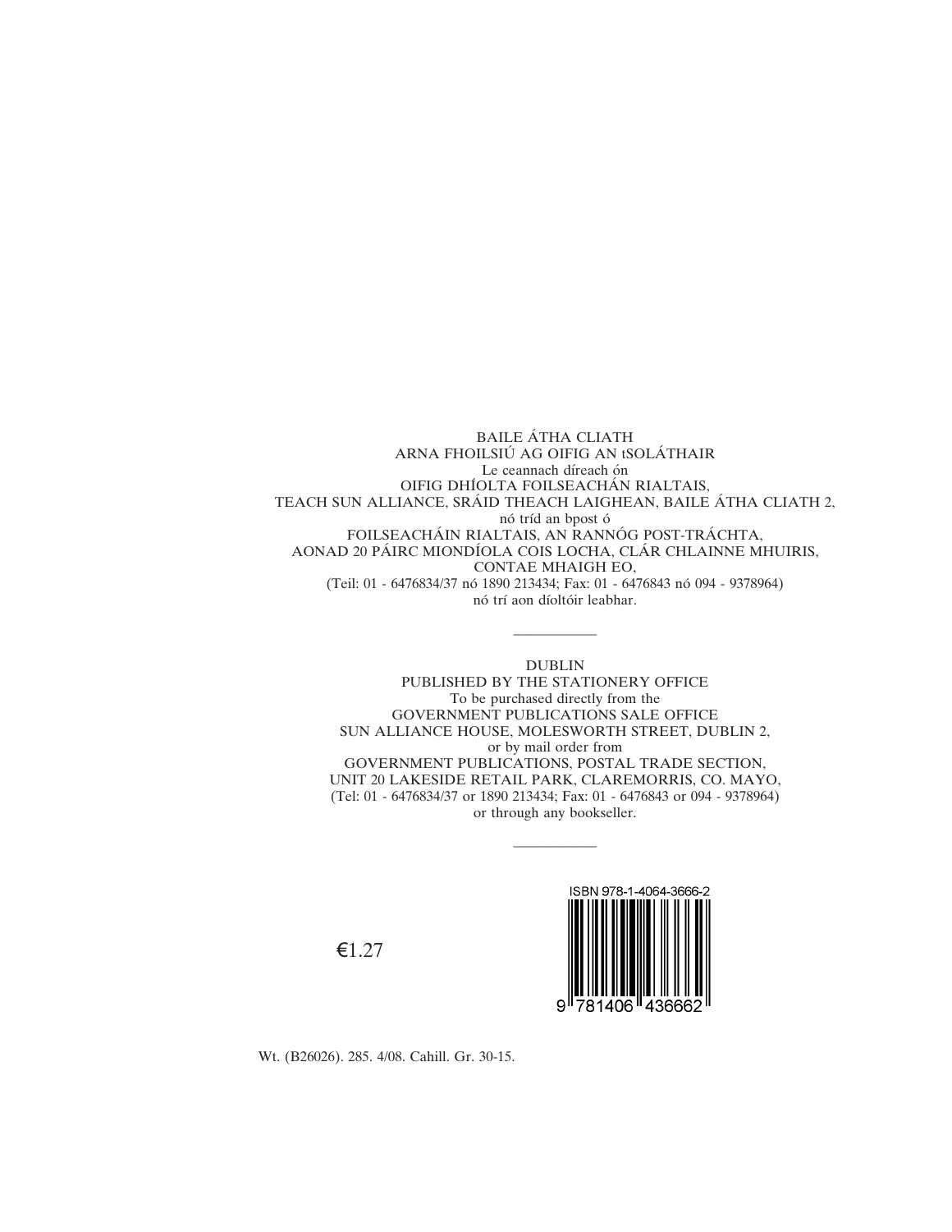BAILE ÁTHA CLIATH
ARNA FHOILSIÚ AG OIFIG AN tSOLÁTHAIR
Le ceannach díreach ón
OIFIG DHÍOLTA FOILSEACHÁN RIALTAIS,
TEACH SUN ALLIANCE, SRÁID THEACH LAIGHEAN, BAILE ÁTHA CLIATH 2,
nó tríd an bpost ó
FOILSEACHÁIN RIALTAIS, AN RANNÓG POST-TRÁCHTA,
AONAD 20 PÁIRC MIONDÍOLA COIS LOCHA, CLÁR CHLAINNE MHUIRIS,
CONTAE MHAIGH EO,
(Teil: 01 - 6476834/37 nó 1890 213434; Fax: 01 - 6476843 nó 094 - 9378964)
nó trí aon díoltóir leabhar.

---

DUBLIN
PUBLISHED BY THE STATIONERY OFFICE
To be purchased directly from the
GOVERNMENT PUBLICATIONS SALE OFFICE
SUN ALLIANCE HOUSE, MOLESWORTH STREET, DUBLIN 2,
or by mail order from
GOVERNMENT PUBLICATIONS, POSTAL TRADE SECTION,
UNIT 20 LAKESIDE RETAIL PARK, CLAREMORRIS, CO. MAYO,
(Tel: 01 - 6476834/37 or 1890 213434; Fax: 01 - 6476843 or 094 - 9378964)
or through any bookseller.

---

€1.27

ISBN 978-1-4064-3666-2

9 781406 436662

Wt. (B26026). 285. 4/08. Cahill. Gr. 30-15.